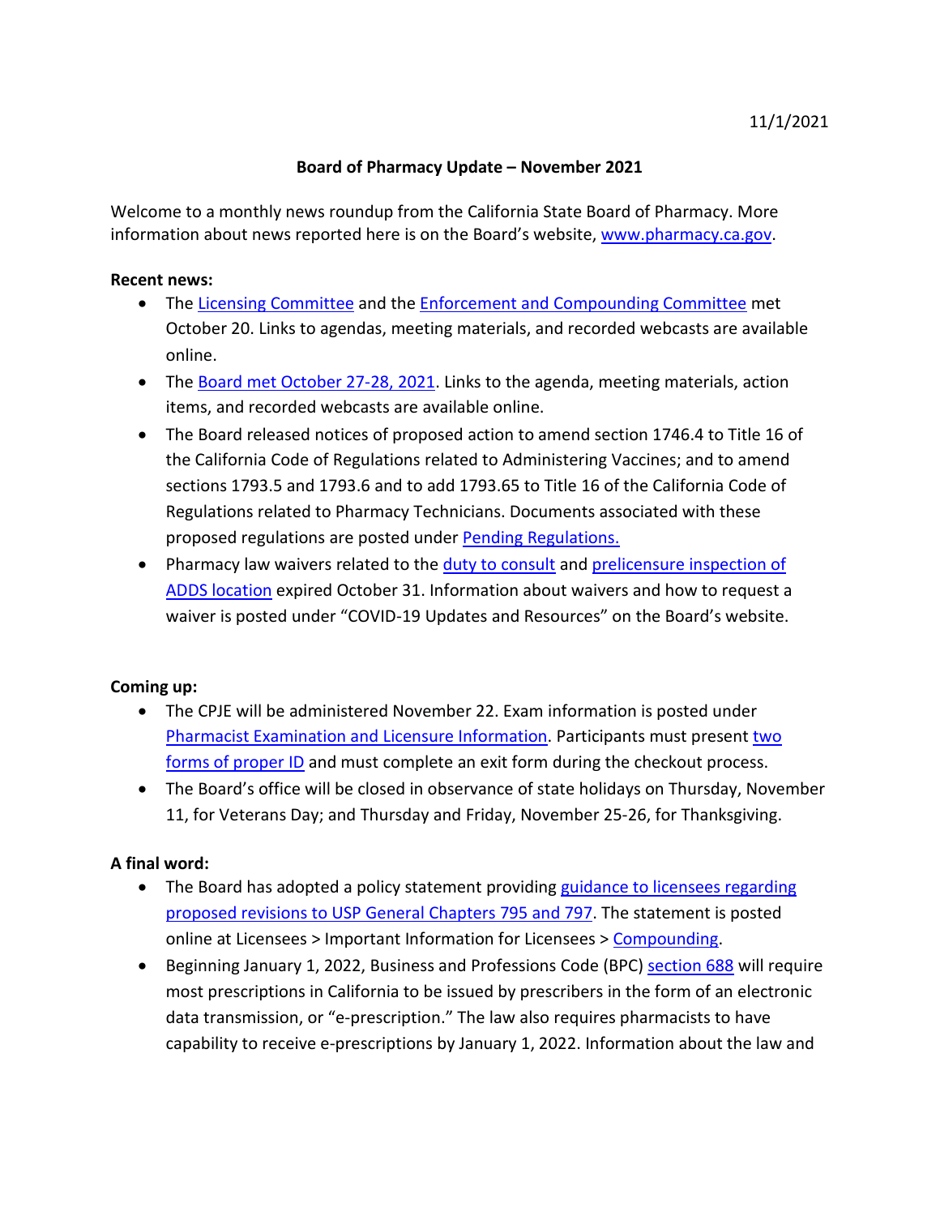11/1/2021

# Board of Pharmacy Update – November 2021

Welcome to a monthly news roundup from the California State Board of Pharmacy. More information about news reported here is on the Board's website, www.pharmacy.ca.gov.

**Recent news:**

- The Licensing Committee and the Enforcement and Compounding Committee met October 20. Links to agendas, meeting materials, and recorded webcasts are available online.
- The Board met October 27-28, 2021. Links to the agenda, meeting materials, action items, and recorded webcasts are available online.
- The Board released notices of proposed action to amend section 1746.4 to Title 16 of the California Code of Regulations related to Administering Vaccines; and to amend sections 1793.5 and 1793.6 and to add 1793.65 to Title 16 of the California Code of Regulations related to Pharmacy Technicians. Documents associated with these proposed regulations are posted under Pending Regulations.
- Pharmacy law waivers related to the duty to consult and prelicensure inspection of ADDS location expired October 31. Information about waivers and how to request a waiver is posted under "COVID-19 Updates and Resources" on the Board's website.

**Coming up:**

- The CPJE will be administered November 22. Exam information is posted under Pharmacist Examination and Licensure Information. Participants must present two forms of proper ID and must complete an exit form during the checkout process.
- The Board's office will be closed in observance of state holidays on Thursday, November 11, for Veterans Day; and Thursday and Friday, November 25-26, for Thanksgiving.

**A final word:**

- The Board has adopted a policy statement providing guidance to licensees regarding proposed revisions to USP General Chapters 795 and 797. The statement is posted online at Licensees > Important Information for Licensees > Compounding.
- Beginning January 1, 2022, Business and Professions Code (BPC) section 688 will require most prescriptions in California to be issued by prescribers in the form of an electronic data transmission, or "e-prescription." The law also requires pharmacists to have capability to receive e-prescriptions by January 1, 2022. Information about the law and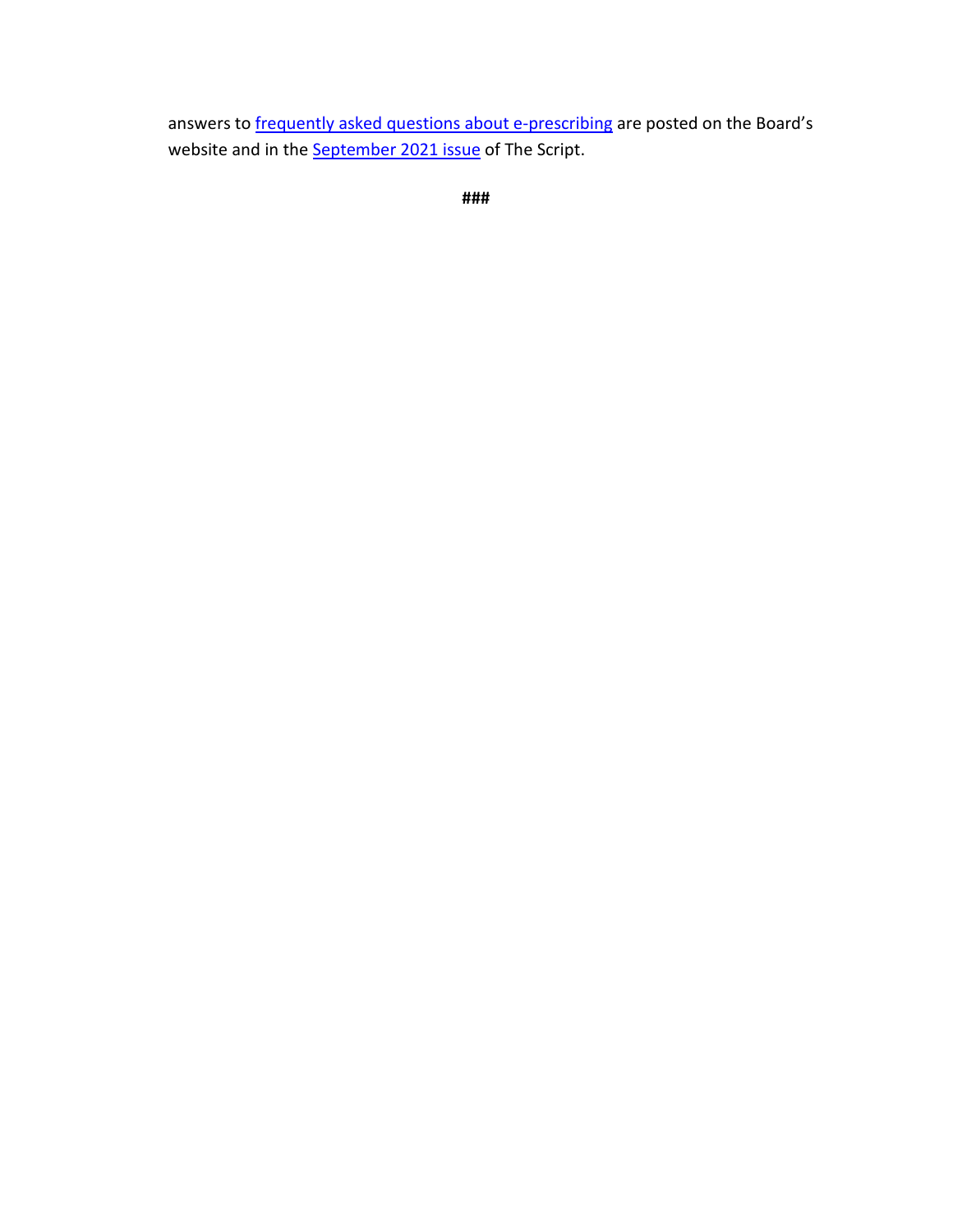answers to frequently asked questions about e-prescribing are posted on the Board's website and in the September 2021 issue of The Script.

**###**